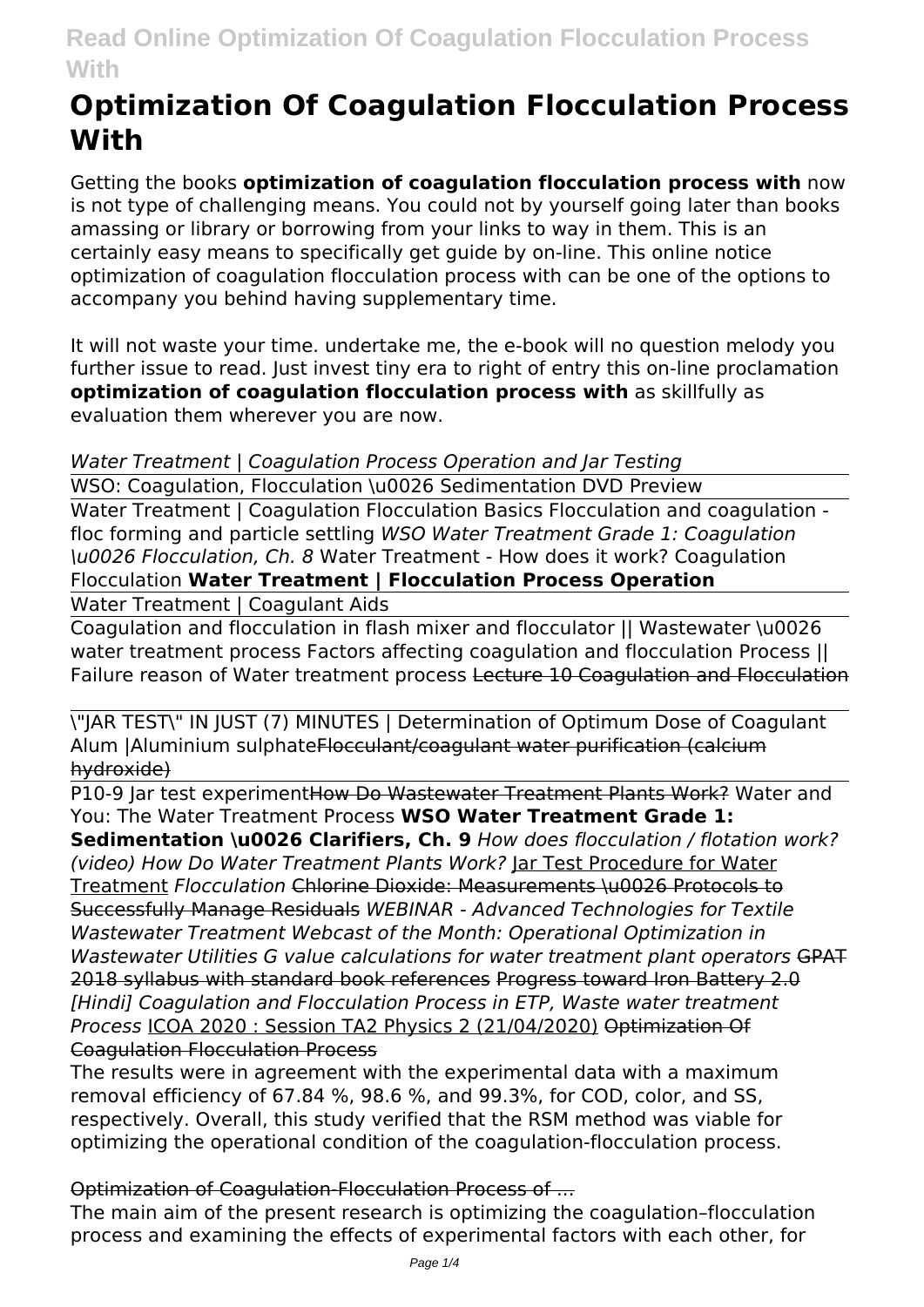# Optimization Of Coagulation Flocculation Process With

Getting the books **optimization of coagulation flocculation process with** now is not type of challenging means. You could not by yourself going later than books amassing or library or borrowing from your links to way in them. This is an certainly easy means to specifically get guide by on-line. This online notice optimization of coagulation flocculation process with can be one of the options to accompany you behind having supplementary time.

It will not waste your time. undertake me, the e-book will no question melody you further issue to read. Just invest tiny era to right of entry this on-line proclamation **optimization of coagulation flocculation process with** as skillfully as evaluation them wherever you are now.

*Water Treatment | Coagulation Process Operation and Jar Testing*

WSO: Coagulation, Flocculation \u0026 Sedimentation DVD Preview

Water Treatment | Coagulation Flocculation Basics Flocculation and coagulation - floc forming and particle settling *WSO Water Treatment Grade 1: Coagulation \u0026 Flocculation, Ch. 8* Water Treatment - How does it work? Coagulation Flocculation **Water Treatment | Flocculation Process Operation**

Water Treatment | Coagulant Aids

Coagulation and flocculation in flash mixer and flocculator || Wastewater \u0026 water treatment process Factors affecting coagulation and flocculation Process || Failure reason of Water treatment process ~~Lecture 10 Coagulation and Flocculation~~

\"JAR TEST\" IN JUST (7) MINUTES | Determination of Optimum Dose of Coagulant Alum |Aluminium sulphate~~Flocculant/coagulant water purification (calcium hydroxide)~~

P10-9 Jar test experiment~~How Do Wastewater Treatment Plants Work?~~ Water and You: The Water Treatment Process **WSO Water Treatment Grade 1: Sedimentation \u0026 Clarifiers, Ch. 9** *How does flocculation / flotation work? (video) How Do Water Treatment Plants Work?* Jar Test Procedure for Water Treatment *Flocculation* ~~Chlorine Dioxide: Measurements \u0026 Protocols to Successfully Manage Residuals~~ *WEBINAR - Advanced Technologies for Textile Wastewater Treatment Webcast of the Month: Operational Optimization in Wastewater Utilities G value calculations for water treatment plant operators* ~~GPAT 2018 syllabus with standard book references~~ ~~Progress toward Iron Battery 2.0~~ *[Hindi] Coagulation and Flocculation Process in ETP, Waste water treatment Process* ICOA 2020 : Session TA2 Physics 2 (21/04/2020) ~~Optimization Of Coagulation Flocculation Process~~

The results were in agreement with the experimental data with a maximum removal efficiency of 67.84 %, 98.6 %, and 99.3%, for COD, color, and SS, respectively. Overall, this study verified that the RSM method was viable for optimizing the operational condition of the coagulation-flocculation process.

~~Optimization of Coagulation-Flocculation Process of ...~~

The main aim of the present research is optimizing the coagulation–flocculation process and examining the effects of experimental factors with each other, for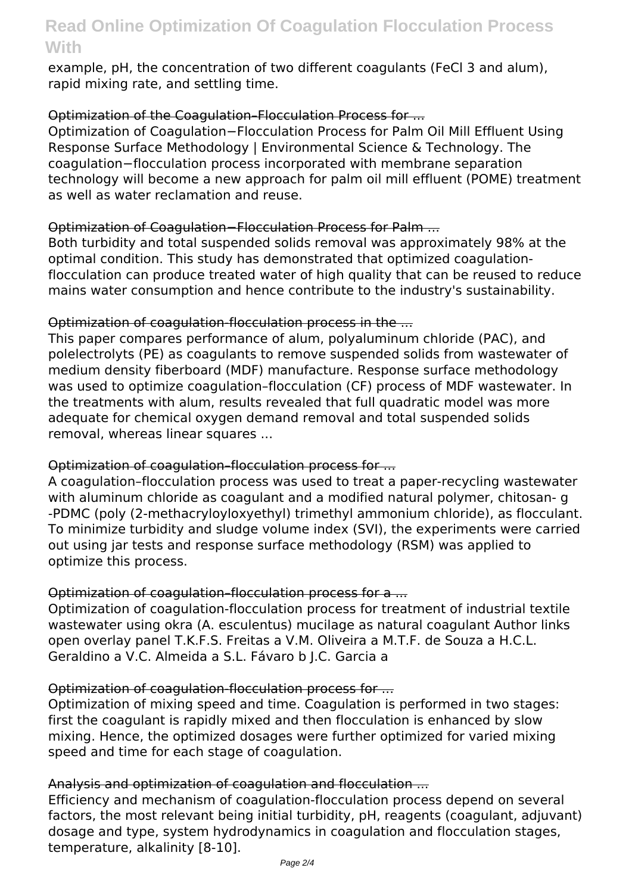example, pH, the concentration of two different coagulants ($FeCl_3$ and alum), rapid mixing rate, and settling time.

### Optimization of the Coagulation–Flocculation Process for ...

Optimization of Coagulation−Flocculation Process for Palm Oil Mill Effluent Using Response Surface Methodology | Environmental Science & Technology. The coagulation−flocculation process incorporated with membrane separation technology will become a new approach for palm oil mill effluent (POME) treatment as well as water reclamation and reuse.

### Optimization of Coagulation−Flocculation Process for Palm ...

Both turbidity and total suspended solids removal was approximately 98% at the optimal condition. This study has demonstrated that optimized coagulation-flocculation can produce treated water of high quality that can be reused to reduce mains water consumption and hence contribute to the industry's sustainability.

### Optimization of coagulation-flocculation process in the ...

This paper compares performance of alum, polyaluminum chloride (PAC), and polelectrolyts (PE) as coagulants to remove suspended solids from wastewater of medium density fiberboard (MDF) manufacture. Response surface methodology was used to optimize coagulation–flocculation (CF) process of MDF wastewater. In the treatments with alum, results revealed that full quadratic model was more adequate for chemical oxygen demand removal and total suspended solids removal, whereas linear squares ...

### Optimization of coagulation–flocculation process for ...

A coagulation–flocculation process was used to treat a paper-recycling wastewater with aluminum chloride as coagulant and a modified natural polymer, chitosan- g -PDMC (poly (2-methacryloyloxyethyl) trimethyl ammonium chloride), as flocculant. To minimize turbidity and sludge volume index (SVI), the experiments were carried out using jar tests and response surface methodology (RSM) was applied to optimize this process.

### Optimization of coagulation–flocculation process for a ...

Optimization of coagulation-flocculation process for treatment of industrial textile wastewater using okra (A. esculentus) mucilage as natural coagulant Author links open overlay panel T.K.F.S. Freitas a V.M. Oliveira a M.T.F. de Souza a H.C.L. Geraldino a V.C. Almeida a S.L. Fávaro b J.C. Garcia a

### Optimization of coagulation-flocculation process for ...

Optimization of mixing speed and time. Coagulation is performed in two stages: first the coagulant is rapidly mixed and then flocculation is enhanced by slow mixing. Hence, the optimized dosages were further optimized for varied mixing speed and time for each stage of coagulation.

### Analysis and optimization of coagulation and flocculation ...

Efficiency and mechanism of coagulation-flocculation process depend on several factors, the most relevant being initial turbidity, pH, reagents (coagulant, adjuvant) dosage and type, system hydrodynamics in coagulation and flocculation stages, temperature, alkalinity [8-10].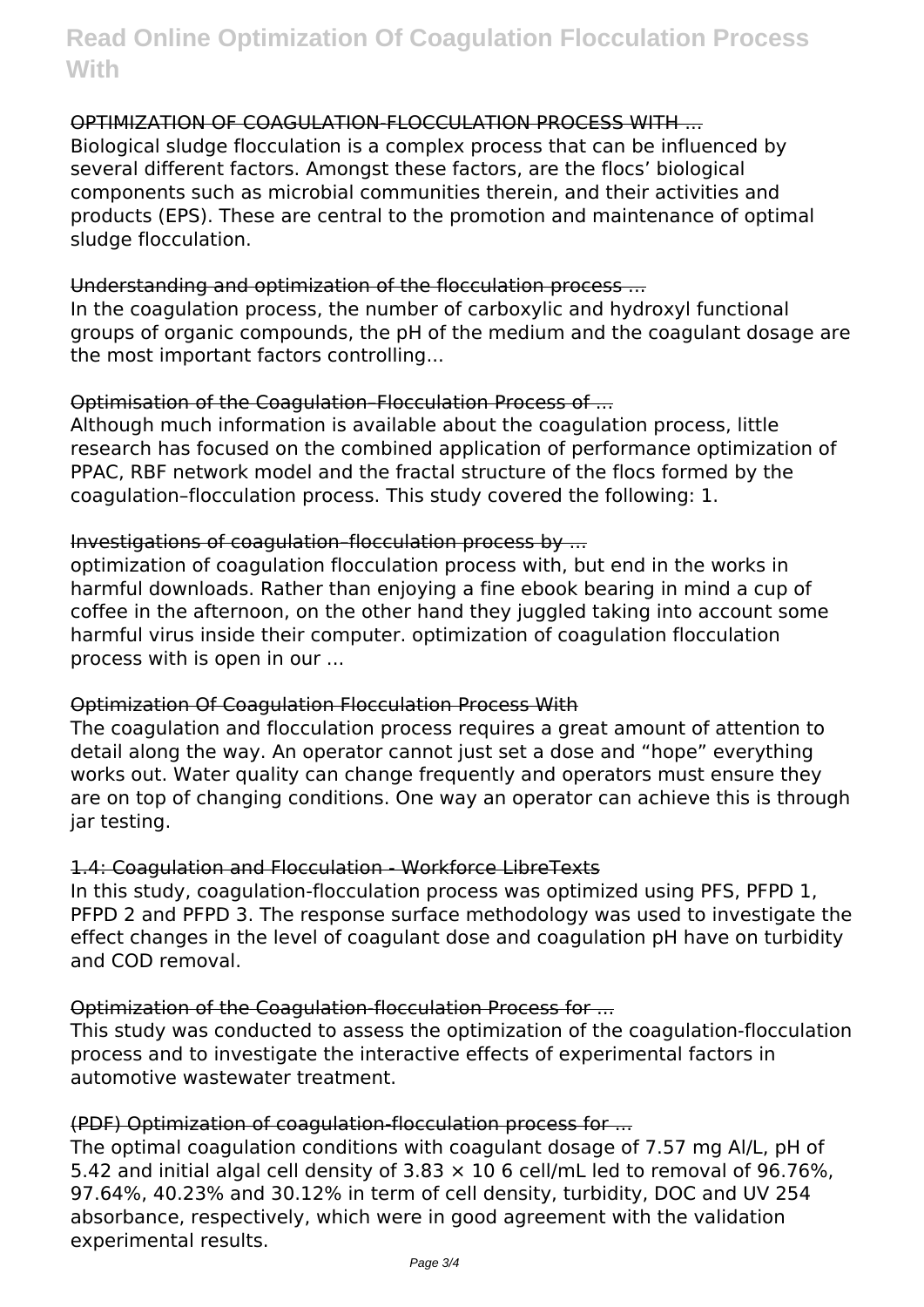OPTIMIZATION OF COAGULATION-FLOCCULATION PROCESS WITH ...

Biological sludge flocculation is a complex process that can be influenced by several different factors. Amongst these factors, are the flocs' biological components such as microbial communities therein, and their activities and products (EPS). These are central to the promotion and maintenance of optimal sludge flocculation.

Understanding and optimization of the flocculation process ...

In the coagulation process, the number of carboxylic and hydroxyl functional groups of organic compounds, the pH of the medium and the coagulant dosage are the most important factors controlling...

Optimisation of the Coagulation–Flocculation Process of ...

Although much information is available about the coagulation process, little research has focused on the combined application of performance optimization of PPAC, RBF network model and the fractal structure of the flocs formed by the coagulation–flocculation process. This study covered the following: 1.

Investigations of coagulation–flocculation process by ...

optimization of coagulation flocculation process with, but end in the works in harmful downloads. Rather than enjoying a fine ebook bearing in mind a cup of coffee in the afternoon, on the other hand they juggled taking into account some harmful virus inside their computer. optimization of coagulation flocculation process with is open in our ...

Optimization Of Coagulation Flocculation Process With

The coagulation and flocculation process requires a great amount of attention to detail along the way. An operator cannot just set a dose and "hope" everything works out. Water quality can change frequently and operators must ensure they are on top of changing conditions. One way an operator can achieve this is through jar testing.

1.4: Coagulation and Flocculation - Workforce LibreTexts

In this study, coagulation-flocculation process was optimized using PFS, PFPD 1, PFPD 2 and PFPD 3. The response surface methodology was used to investigate the effect changes in the level of coagulant dose and coagulation pH have on turbidity and COD removal.

Optimization of the Coagulation-flocculation Process for ...

This study was conducted to assess the optimization of the coagulation-flocculation process and to investigate the interactive effects of experimental factors in automotive wastewater treatment.

(PDF) Optimization of coagulation-flocculation process for ...

The optimal coagulation conditions with coagulant dosage of 7.57 mg Al/L, pH of 5.42 and initial algal cell density of $3.83 \times 10^6$ cell/mL led to removal of 96.76%, 97.64%, 40.23% and 30.12% in term of cell density, turbidity, DOC and UV 254 absorbance, respectively, which were in good agreement with the validation experimental results.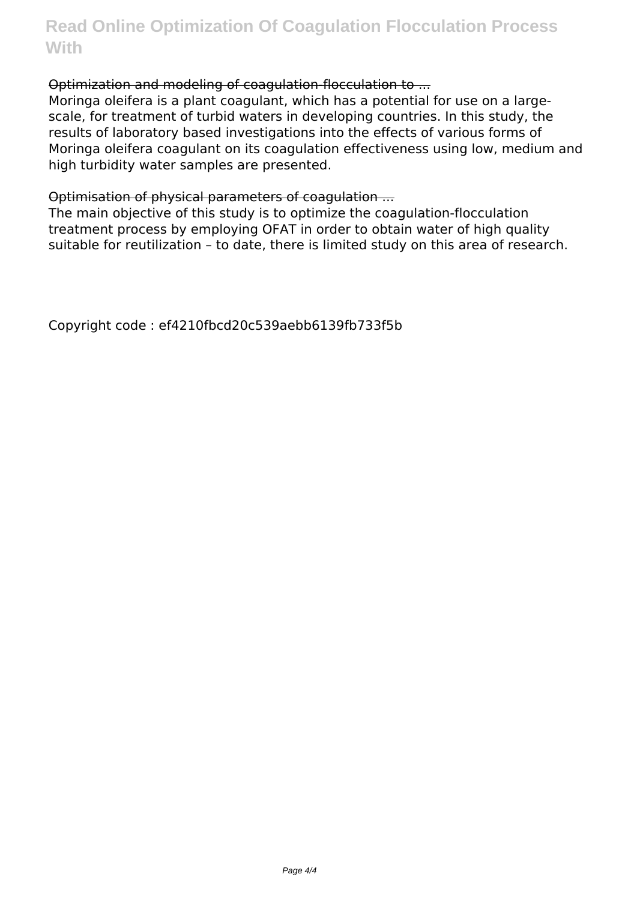Optimization and modeling of coagulation-flocculation to ...

Moringa oleifera is a plant coagulant, which has a potential for use on a large-scale, for treatment of turbid waters in developing countries. In this study, the results of laboratory based investigations into the effects of various forms of Moringa oleifera coagulant on its coagulation effectiveness using low, medium and high turbidity water samples are presented.

Optimisation of physical parameters of coagulation ...

The main objective of this study is to optimize the coagulation-flocculation treatment process by employing OFAT in order to obtain water of high quality suitable for reutilization – to date, there is limited study on this area of research.

Copyright code : ef4210fbcd20c539aebb6139fb733f5b